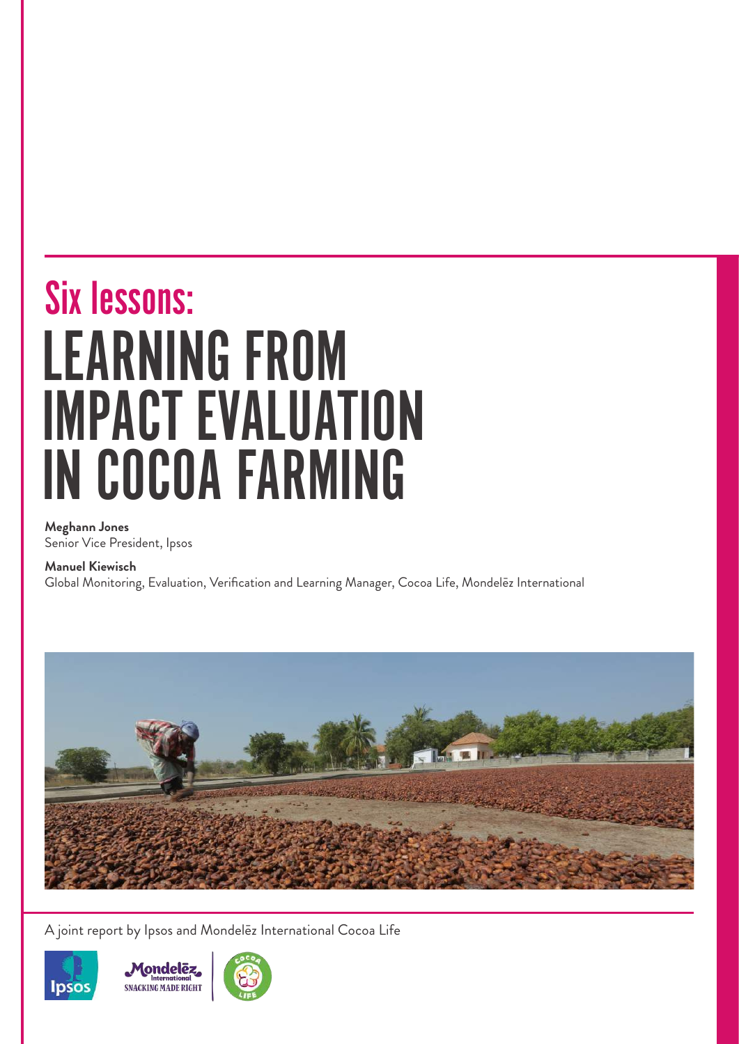# Six lessons: LEARNING FROM IMPACT EVALUATION IN COCOA FARMING

**Meghann Jones**
Senior Vice President, Ipsos

**Manuel Kiewisch**
Global Monitoring, Evaluation, Verification and Learning Manager, Cocoa Life, Mondelēz International

A joint report by Ipsos and Mondelēz International Cocoa Life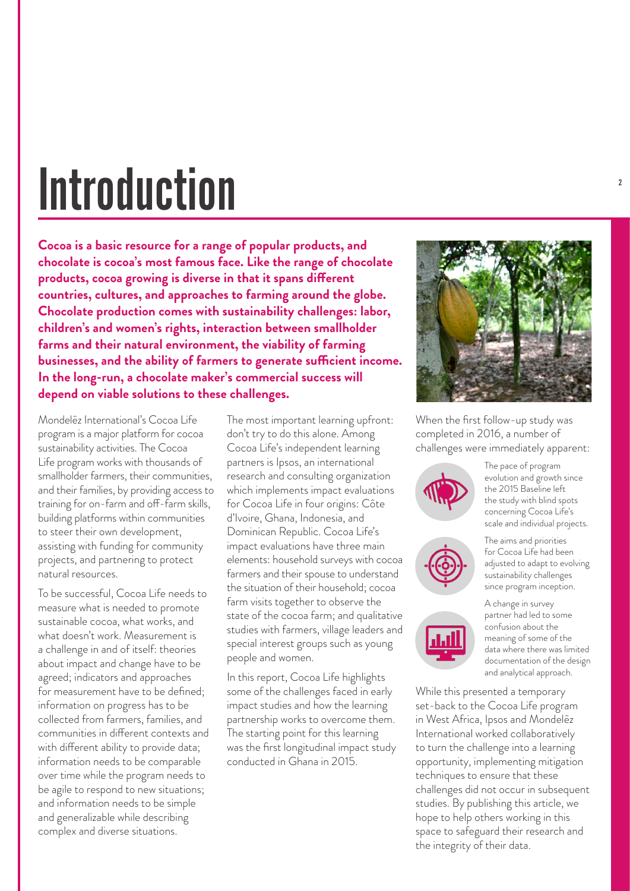# Introduction

**Cocoa is a basic resource for a range of popular products, and chocolate is cocoa's most famous face. Like the range of chocolate products, cocoa growing is diverse in that it spans different countries, cultures, and approaches to farming around the globe. Chocolate production comes with sustainability challenges: labor, children's and women's rights, interaction between smallholder farms and their natural environment, the viability of farming businesses, and the ability of farmers to generate sufficient income. In the long-run, a chocolate maker's commercial success will depend on viable solutions to these challenges.**

Mondelēz International's Cocoa Life program is a major platform for cocoa sustainability activities. The Cocoa Life program works with thousands of smallholder farmers, their communities, and their families, by providing access to training for on-farm and off-farm skills, building platforms within communities to steer their own development, assisting with funding for community projects, and partnering to protect natural resources.

To be successful, Cocoa Life needs to measure what is needed to promote sustainable cocoa, what works, and what doesn't work. Measurement is a challenge in and of itself: theories about impact and change have to be agreed; indicators and approaches for measurement have to be defined; information on progress has to be collected from farmers, families, and communities in different contexts and with different ability to provide data; information needs to be comparable over time while the program needs to be agile to respond to new situations; and information needs to be simple and generalizable while describing complex and diverse situations.

The most important learning upfront: don't try to do this alone. Among Cocoa Life's independent learning partners is Ipsos, an international research and consulting organization which implements impact evaluations for Cocoa Life in four origins: Côte d'Ivoire, Ghana, Indonesia, and Dominican Republic. Cocoa Life's impact evaluations have three main elements: household surveys with cocoa farmers and their spouse to understand the situation of their household; cocoa farm visits together to observe the state of the cocoa farm; and qualitative studies with farmers, village leaders and special interest groups such as young people and women.

In this report, Cocoa Life highlights some of the challenges faced in early impact studies and how the learning partnership works to overcome them. The starting point for this learning was the first longitudinal impact study conducted in Ghana in 2015.

When the first follow-up study was completed in 2016, a number of challenges were immediately apparent:

- The pace of program evolution and growth since the 2015 Baseline left the study with blind spots concerning Cocoa Life's scale and individual projects.
- The aims and priorities for Cocoa Life had been adjusted to adapt to evolving sustainability challenges since program inception.
- A change in survey partner had led to some confusion about the meaning of some of the data where there was limited documentation of the design and analytical approach.

While this presented a temporary set-back to the Cocoa Life program in West Africa, Ipsos and Mondelēz International worked collaboratively to turn the challenge into a learning opportunity, implementing mitigation techniques to ensure that these challenges did not occur in subsequent studies. By publishing this article, we hope to help others working in this space to safeguard their research and the integrity of their data.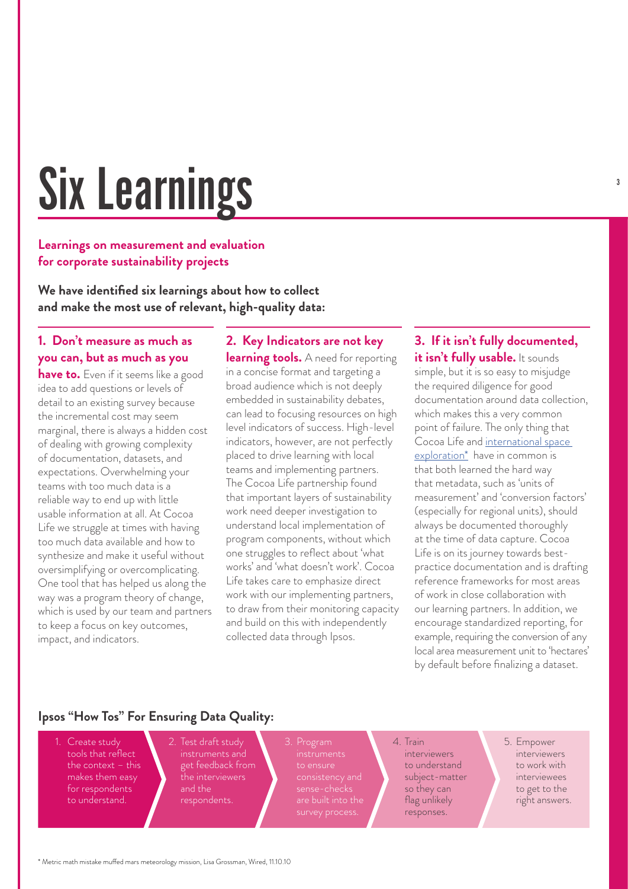# Six Learnings

**Learnings on measurement and evaluation for corporate sustainability projects**

**We have identified six learnings about how to collect and make the most use of relevant, high-quality data:**

### 1. Don't measure as much as you can, but as much as you have to.

Even if it seems like a good idea to add questions or levels of detail to an existing survey because the incremental cost may seem marginal, there is always a hidden cost of dealing with growing complexity of documentation, datasets, and expectations. Overwhelming your teams with too much data is a reliable way to end up with little usable information at all. At Cocoa Life we struggle at times with having too much data available and how to synthesize and make it useful without oversimplifying or overcomplicating. One tool that has helped us along the way was a program theory of change, which is used by our team and partners to keep a focus on key outcomes, impact, and indicators.

### 2. Key Indicators are not key learning tools.

A need for reporting in a concise format and targeting a broad audience which is not deeply embedded in sustainability debates, can lead to focusing resources on high level indicators of success. High-level indicators, however, are not perfectly placed to drive learning with local teams and implementing partners. The Cocoa Life partnership found that important layers of sustainability work need deeper investigation to understand local implementation of program components, without which one struggles to reflect about 'what works' and 'what doesn't work'. Cocoa Life takes care to emphasize direct work with our implementing partners, to draw from their monitoring capacity and build on this with independently collected data through Ipsos.

### 3. If it isn't fully documented, it isn't fully usable.

It sounds simple, but it is so easy to misjudge the required diligence for good documentation around data collection, which makes this a very common point of failure. The only thing that Cocoa Life and international space exploration* have in common is that both learned the hard way that metadata, such as 'units of measurement' and 'conversion factors' (especially for regional units), should always be documented thoroughly at the time of data capture. Cocoa Life is on its journey towards best-practice documentation and is drafting reference frameworks for most areas of work in close collaboration with our learning partners. In addition, we encourage standardized reporting, for example, requiring the conversion of any local area measurement unit to 'hectares' by default before finalizing a dataset.

### Ipsos "How Tos" For Ensuring Data Quality:

1. Create study tools that reflect the context – this makes them easy for respondents to understand.
2. Test draft study instruments and get feedback from the interviewers and the respondents.
3. Program instruments to ensure consistency and sense-checks are built into the survey process.
4. Train interviewers to understand subject-matter so they can flag unlikely responses.
5. Empower interviewers to work with interviewees to get to the right answers.

\* Metric math mistake muffed mars meteorology mission, Lisa Grossman, Wired, 11.10.10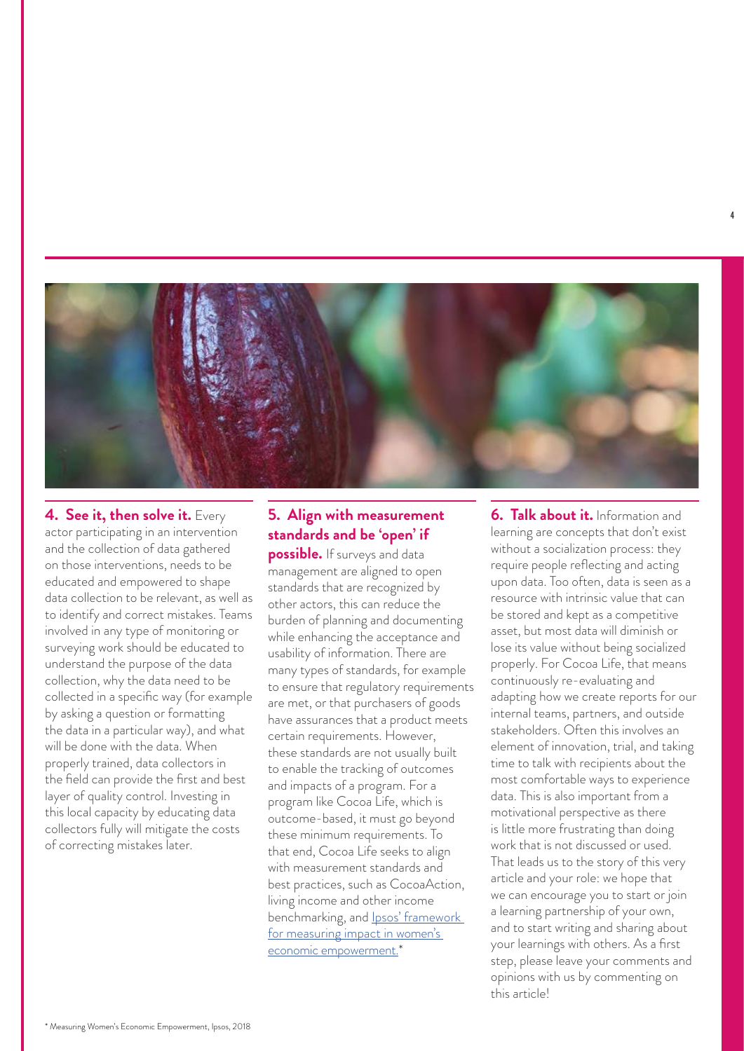**4. See it, then solve it.** Every actor participating in an intervention and the collection of data gathered on those interventions, needs to be educated and empowered to shape data collection to be relevant, as well as to identify and correct mistakes. Teams involved in any type of monitoring or surveying work should be educated to understand the purpose of the data collection, why the data need to be collected in a specific way (for example by asking a question or formatting the data in a particular way), and what will be done with the data. When properly trained, data collectors in the field can provide the first and best layer of quality control. Investing in this local capacity by educating data collectors fully will mitigate the costs of correcting mistakes later.

**5. Align with measurement standards and be 'open' if possible.** If surveys and data management are aligned to open standards that are recognized by other actors, this can reduce the burden of planning and documenting while enhancing the acceptance and usability of information. There are many types of standards, for example to ensure that regulatory requirements are met, or that purchasers of goods have assurances that a product meets certain requirements. However, these standards are not usually built to enable the tracking of outcomes and impacts of a program. For a program like Cocoa Life, which is outcome-based, it must go beyond these minimum requirements. To that end, Cocoa Life seeks to align with measurement standards and best practices, such as CocoaAction, living income and other income benchmarking, and Ipsos' framework for measuring impact in women's economic empowerment.*

**6. Talk about it.** Information and learning are concepts that don't exist without a socialization process: they require people reflecting and acting upon data. Too often, data is seen as a resource with intrinsic value that can be stored and kept as a competitive asset, but most data will diminish or lose its value without being socialized properly. For Cocoa Life, that means continuously re-evaluating and adapting how we create reports for our internal teams, partners, and outside stakeholders. Often this involves an element of innovation, trial, and taking time to talk with recipients about the most comfortable ways to experience data. This is also important from a motivational perspective as there is little more frustrating than doing work that is not discussed or used. That leads us to the story of this very article and your role: we hope that we can encourage you to start or join a learning partnership of your own, and to start writing and sharing about your learnings with others. As a first step, please leave your comments and opinions with us by commenting on this article!

\* Measuring Women's Economic Empowerment, Ipsos, 2018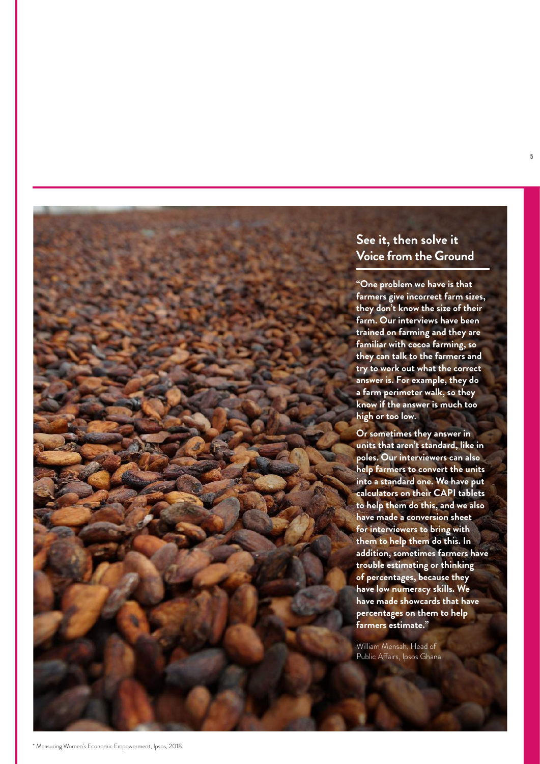## See it, then solve it
## Voice from the Ground

**"One problem we have is that farmers give incorrect farm sizes, they don't know the size of their farm. Our interviews have been trained on farming and they are familiar with cocoa farming, so they can talk to the farmers and try to work out what the correct answer is. For example, they do a farm perimeter walk, so they know if the answer is much too high or too low.**

**Or sometimes they answer in units that aren't standard, like in poles. Our interviewers can also help farmers to convert the units into a standard one. We have put calculators on their CAPI tablets to help them do this, and we also have made a conversion sheet for interviewers to bring with them to help them do this. In addition, sometimes farmers have trouble estimating or thinking of percentages, because they have low numeracy skills. We have made showcards that have percentages on them to help farmers estimate."**

William Mensah, Head of Public Affairs, Ipsos Ghana

* Measuring Women's Economic Empowerment, Ipsos, 2018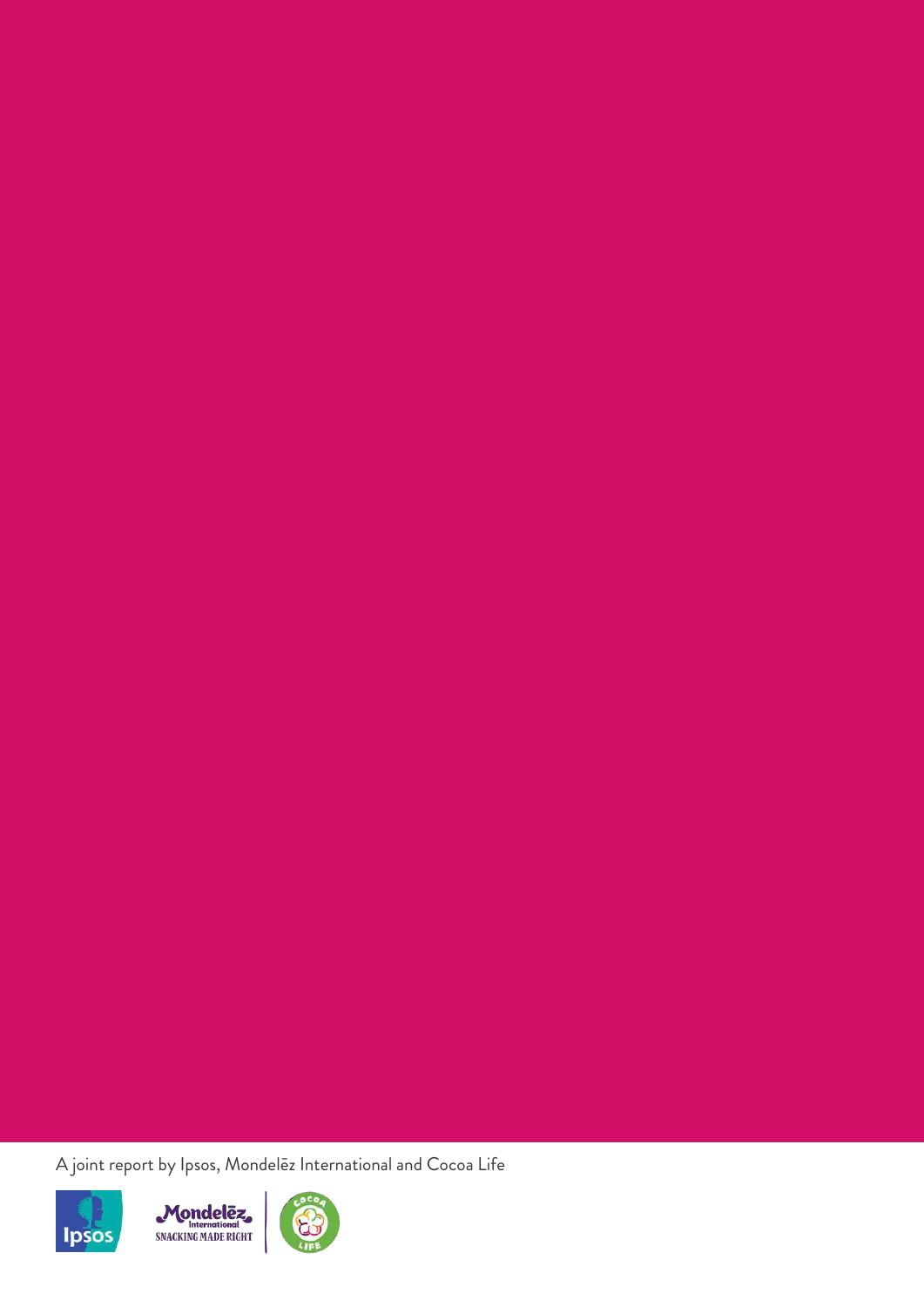A joint report by Ipsos, Mondelēz International and Cocoa Life